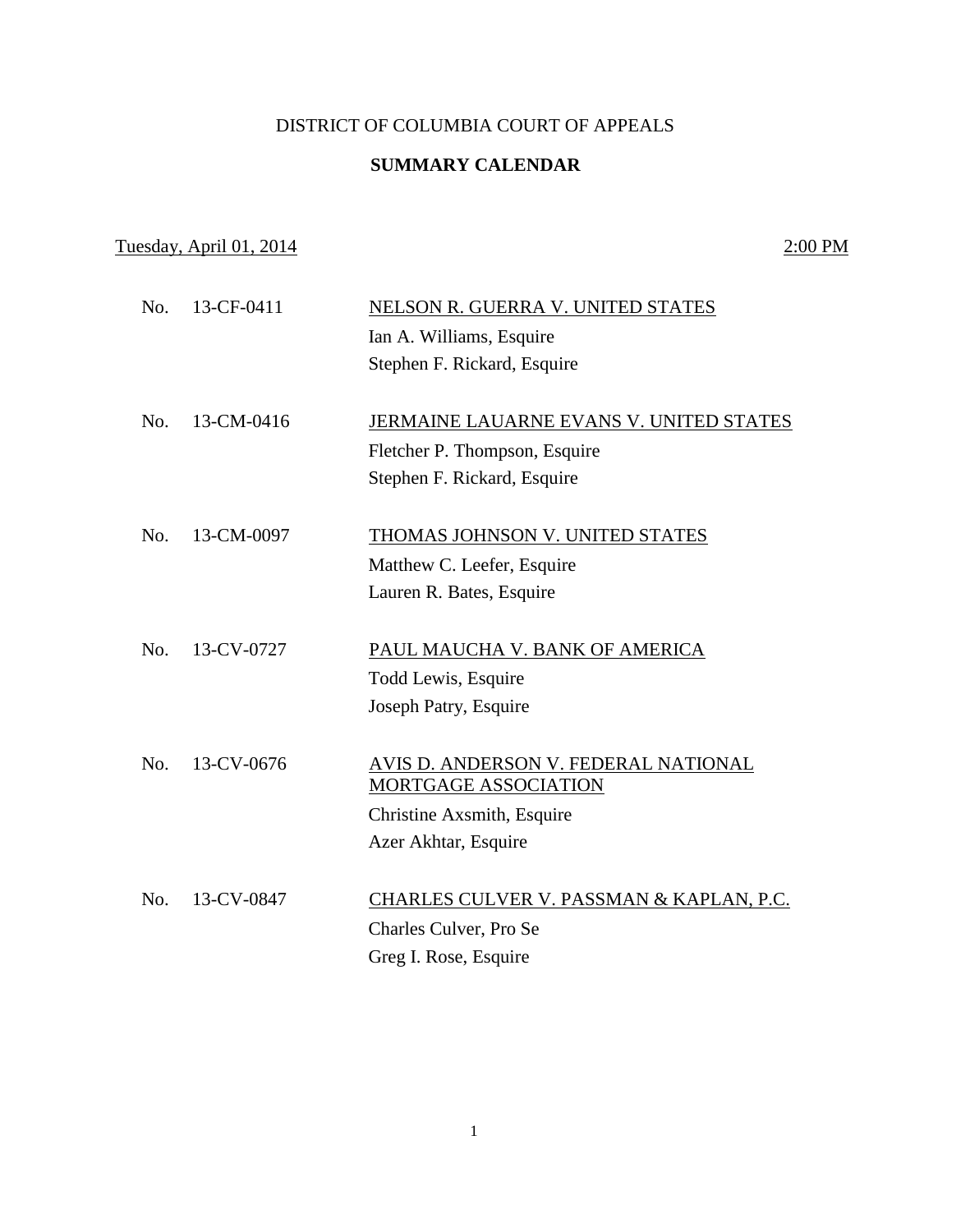DISTRICT OF COLUMBIA COURT OF APPEALS

**SUMMARY CALENDAR**

Tuesday, April 01, 2014 — 2:00 PM

No. 13-CF-0411 — NELSON R. GUERRA V. UNITED STATES
Ian A. Williams, Esquire
Stephen F. Rickard, Esquire

No. 13-CM-0416 — JERMAINE LAUARNE EVANS V. UNITED STATES
Fletcher P. Thompson, Esquire
Stephen F. Rickard, Esquire

No. 13-CM-0097 — THOMAS JOHNSON V. UNITED STATES
Matthew C. Leefer, Esquire
Lauren R. Bates, Esquire

No. 13-CV-0727 — PAUL MAUCHA V. BANK OF AMERICA
Todd Lewis, Esquire
Joseph Patry, Esquire

No. 13-CV-0676 — AVIS D. ANDERSON V. FEDERAL NATIONAL MORTGAGE ASSOCIATION
Christine Axsmith, Esquire
Azer Akhtar, Esquire

No. 13-CV-0847 — CHARLES CULVER V. PASSMAN & KAPLAN, P.C.
Charles Culver, Pro Se
Greg I. Rose, Esquire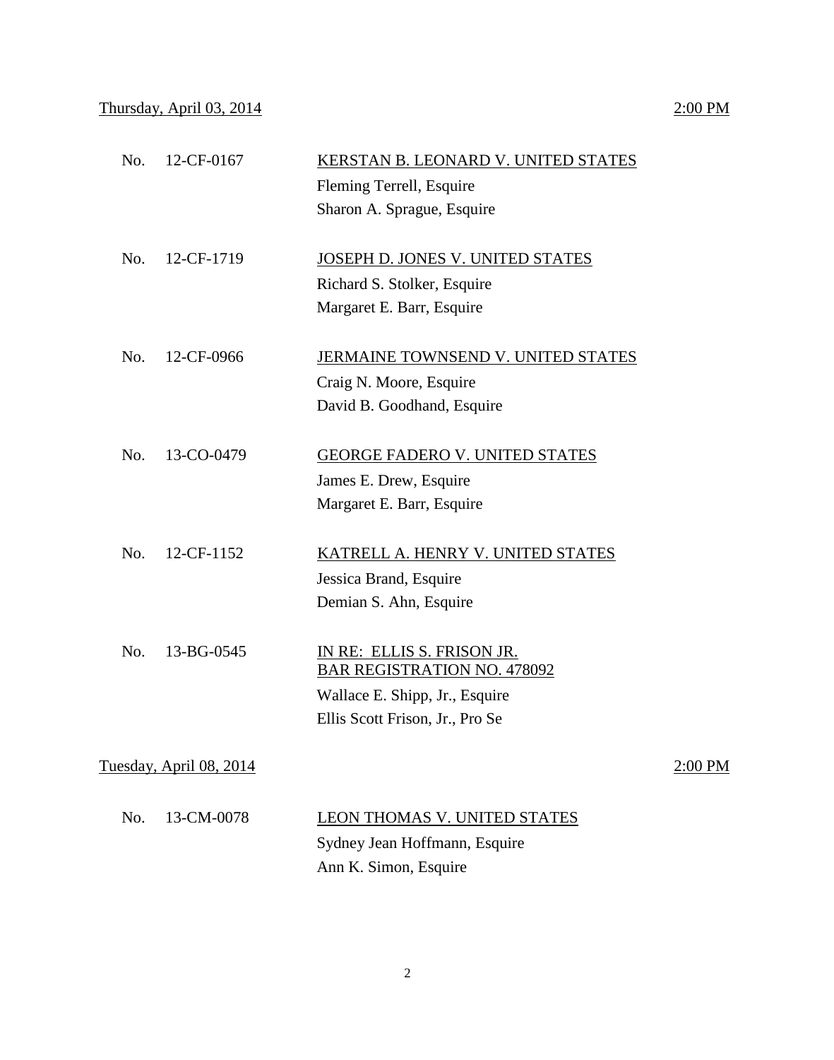Thursday, April 03, 2014 2:00 PM

No. 12-CF-0167 KERSTAN B. LEONARD V. UNITED STATES
Fleming Terrell, Esquire
Sharon A. Sprague, Esquire

No. 12-CF-1719 JOSEPH D. JONES V. UNITED STATES
Richard S. Stolker, Esquire
Margaret E. Barr, Esquire

No. 12-CF-0966 JERMAINE TOWNSEND V. UNITED STATES
Craig N. Moore, Esquire
David B. Goodhand, Esquire

No. 13-CO-0479 GEORGE FADERO V. UNITED STATES
James E. Drew, Esquire
Margaret E. Barr, Esquire

No. 12-CF-1152 KATRELL A. HENRY V. UNITED STATES
Jessica Brand, Esquire
Demian S. Ahn, Esquire

No. 13-BG-0545 IN RE: ELLIS S. FRISON JR. BAR REGISTRATION NO. 478092
Wallace E. Shipp, Jr., Esquire
Ellis Scott Frison, Jr., Pro Se

Tuesday, April 08, 2014 2:00 PM

No. 13-CM-0078 LEON THOMAS V. UNITED STATES
Sydney Jean Hoffmann, Esquire
Ann K. Simon, Esquire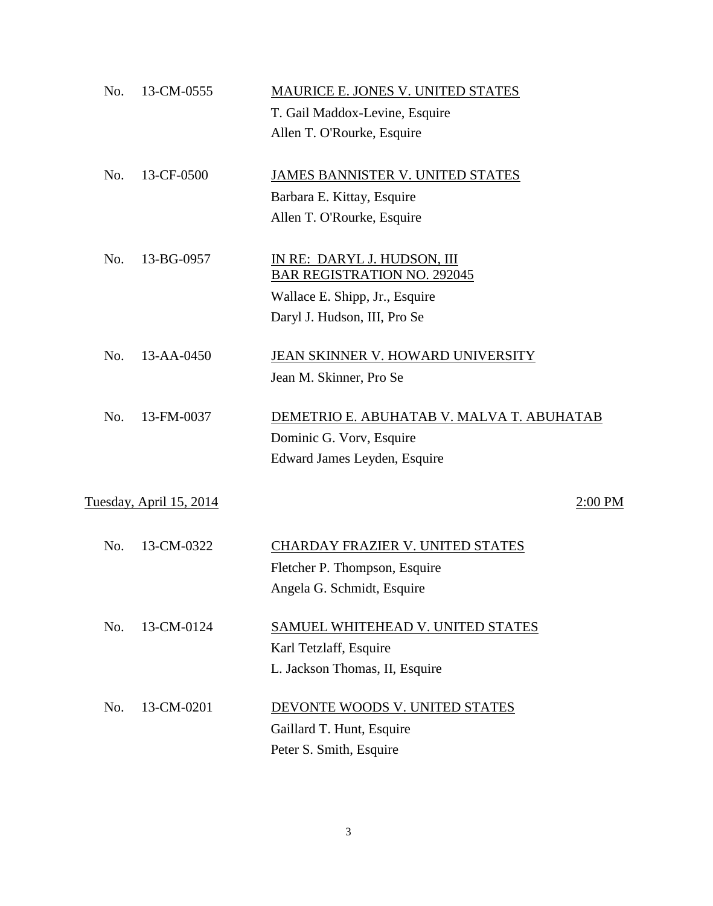No. 13-CM-0555 MAURICE E. JONES V. UNITED STATES
T. Gail Maddox-Levine, Esquire
Allen T. O'Rourke, Esquire

No. 13-CF-0500 JAMES BANNISTER V. UNITED STATES
Barbara E. Kittay, Esquire
Allen T. O'Rourke, Esquire

No. 13-BG-0957 IN RE: DARYL J. HUDSON, III
BAR REGISTRATION NO. 292045
Wallace E. Shipp, Jr., Esquire
Daryl J. Hudson, III, Pro Se

No. 13-AA-0450 JEAN SKINNER V. HOWARD UNIVERSITY
Jean M. Skinner, Pro Se

No. 13-FM-0037 DEMETRIO E. ABUHATAB V. MALVA T. ABUHATAB
Dominic G. Vorv, Esquire
Edward James Leyden, Esquire

Tuesday, April 15, 2014 2:00 PM

No. 13-CM-0322 CHARDAY FRAZIER V. UNITED STATES
Fletcher P. Thompson, Esquire
Angela G. Schmidt, Esquire

No. 13-CM-0124 SAMUEL WHITEHEAD V. UNITED STATES
Karl Tetzlaff, Esquire
L. Jackson Thomas, II, Esquire

No. 13-CM-0201 DEVONTE WOODS V. UNITED STATES
Gaillard T. Hunt, Esquire
Peter S. Smith, Esquire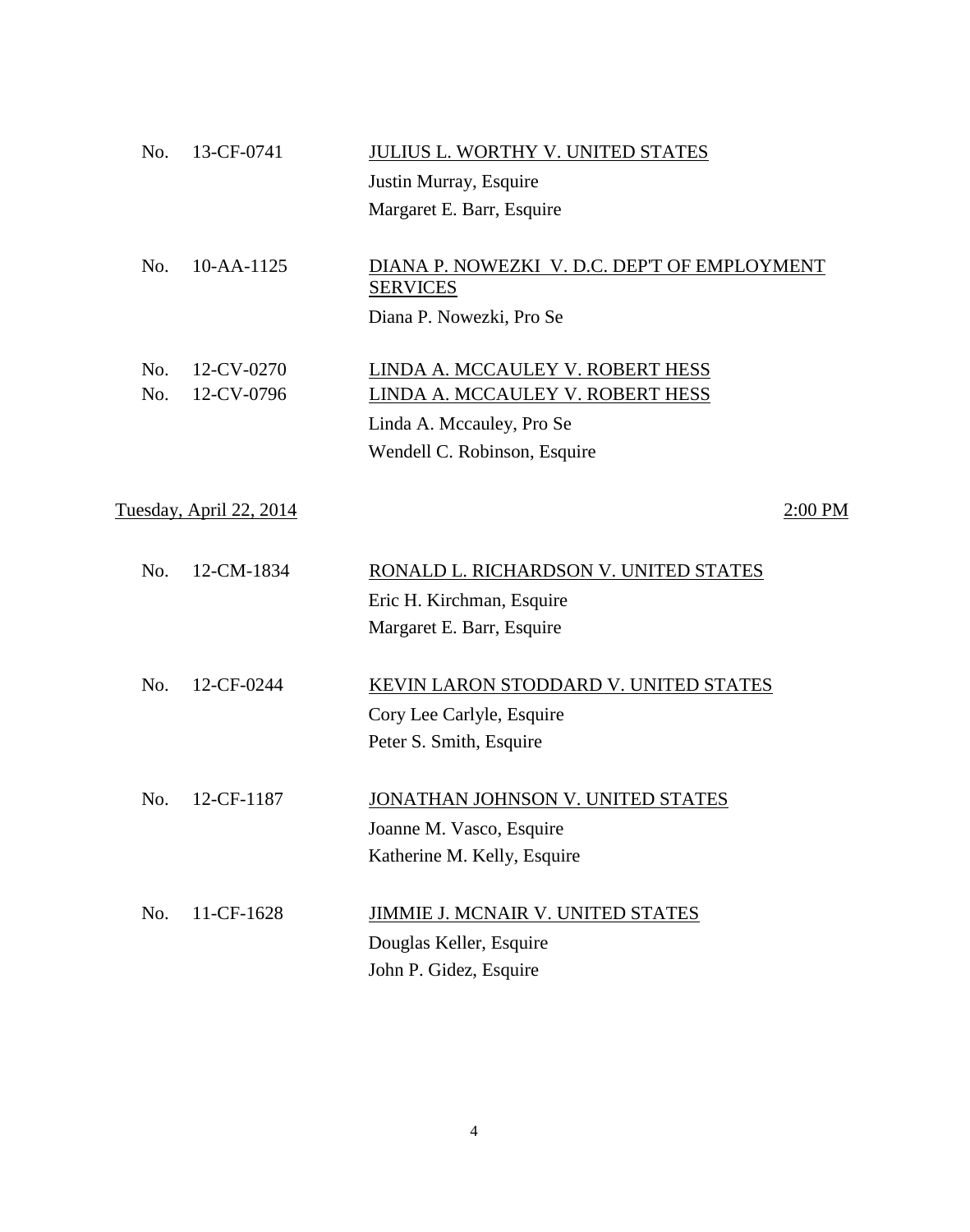No. 13-CF-0741 <u>JULIUS L. WORTHY V. UNITED STATES</u>
Justin Murray, Esquire
Margaret E. Barr, Esquire

No. 10-AA-1125 <u>DIANA P. NOWEZKI V. D.C. DEP'T OF EMPLOYMENT SERVICES</u>
Diana P. Nowezki, Pro Se

No. 12-CV-0270 <u>LINDA A. MCCAULEY V. ROBERT HESS</u>
No. 12-CV-0796 <u>LINDA A. MCCAULEY V. ROBERT HESS</u>
Linda A. Mccauley, Pro Se
Wendell C. Robinson, Esquire

<u>Tuesday, April 22, 2014</u> <u>2:00 PM</u>

No. 12-CM-1834 <u>RONALD L. RICHARDSON V. UNITED STATES</u>
Eric H. Kirchman, Esquire
Margaret E. Barr, Esquire

No. 12-CF-0244 <u>KEVIN LARON STODDARD V. UNITED STATES</u>
Cory Lee Carlyle, Esquire
Peter S. Smith, Esquire

No. 12-CF-1187 <u>JONATHAN JOHNSON V. UNITED STATES</u>
Joanne M. Vasco, Esquire
Katherine M. Kelly, Esquire

No. 11-CF-1628 <u>JIMMIE J. MCNAIR V. UNITED STATES</u>
Douglas Keller, Esquire
John P. Gidez, Esquire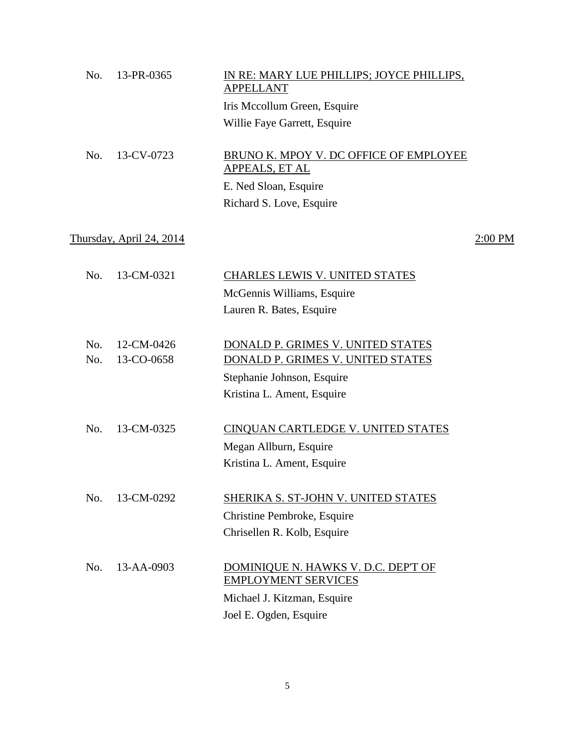No. 13-PR-0365 — <u>IN RE: MARY LUE PHILLIPS; JOYCE PHILLIPS, APPELLANT</u>

Iris Mccollum Green, Esquire
Willie Faye Garrett, Esquire

No. 13-CV-0723 — <u>BRUNO K. MPOY V. DC OFFICE OF EMPLOYEE APPEALS, ET AL</u>

E. Ned Sloan, Esquire
Richard S. Love, Esquire

<u>Thursday, April 24, 2014</u> — <u>2:00 PM</u>

No. 13-CM-0321 — <u>CHARLES LEWIS V. UNITED STATES</u>

McGennis Williams, Esquire
Lauren R. Bates, Esquire

No. 12-CM-0426 — <u>DONALD P. GRIMES V. UNITED STATES</u>
No. 13-CO-0658 — <u>DONALD P. GRIMES V. UNITED STATES</u>

Stephanie Johnson, Esquire
Kristina L. Ament, Esquire

No. 13-CM-0325 — <u>CINQUAN CARTLEDGE V. UNITED STATES</u>

Megan Allburn, Esquire
Kristina L. Ament, Esquire

No. 13-CM-0292 — <u>SHERIKA S. ST-JOHN V. UNITED STATES</u>

Christine Pembroke, Esquire
Chrisellen R. Kolb, Esquire

No. 13-AA-0903 — <u>DOMINIQUE N. HAWKS V. D.C. DEP'T OF EMPLOYMENT SERVICES</u>

Michael J. Kitzman, Esquire
Joel E. Ogden, Esquire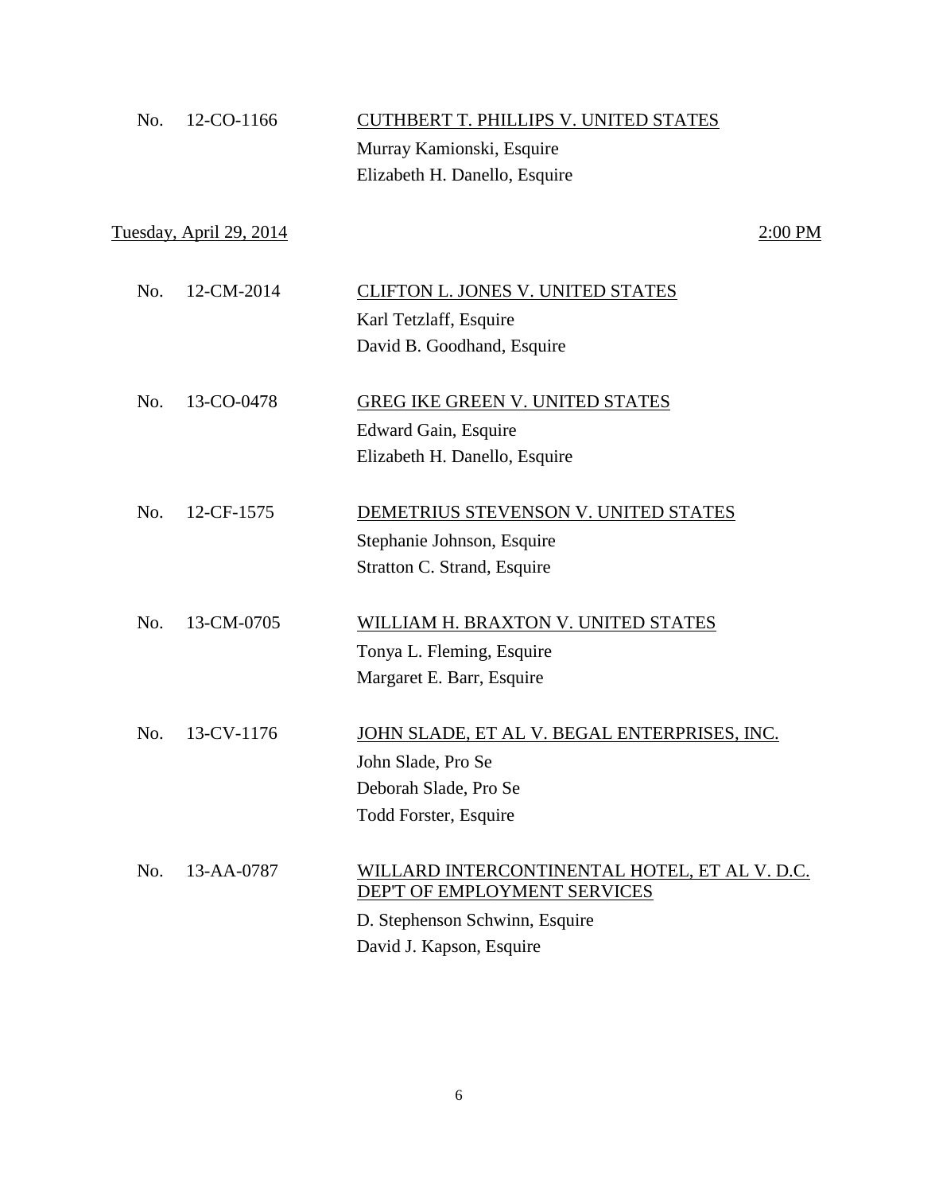No. 12-CO-1166 CUTHBERT T. PHILLIPS V. UNITED STATES
Murray Kamionski, Esquire
Elizabeth H. Danello, Esquire

Tuesday, April 29, 2014 2:00 PM

No. 12-CM-2014 CLIFTON L. JONES V. UNITED STATES
Karl Tetzlaff, Esquire
David B. Goodhand, Esquire

No. 13-CO-0478 GREG IKE GREEN V. UNITED STATES
Edward Gain, Esquire
Elizabeth H. Danello, Esquire

No. 12-CF-1575 DEMETRIUS STEVENSON V. UNITED STATES
Stephanie Johnson, Esquire
Stratton C. Strand, Esquire

No. 13-CM-0705 WILLIAM H. BRAXTON V. UNITED STATES
Tonya L. Fleming, Esquire
Margaret E. Barr, Esquire

No. 13-CV-1176 JOHN SLADE, ET AL V. BEGAL ENTERPRISES, INC.
John Slade, Pro Se
Deborah Slade, Pro Se
Todd Forster, Esquire

No. 13-AA-0787 WILLARD INTERCONTINENTAL HOTEL, ET AL V. D.C. DEP'T OF EMPLOYMENT SERVICES
D. Stephenson Schwinn, Esquire
David J. Kapson, Esquire